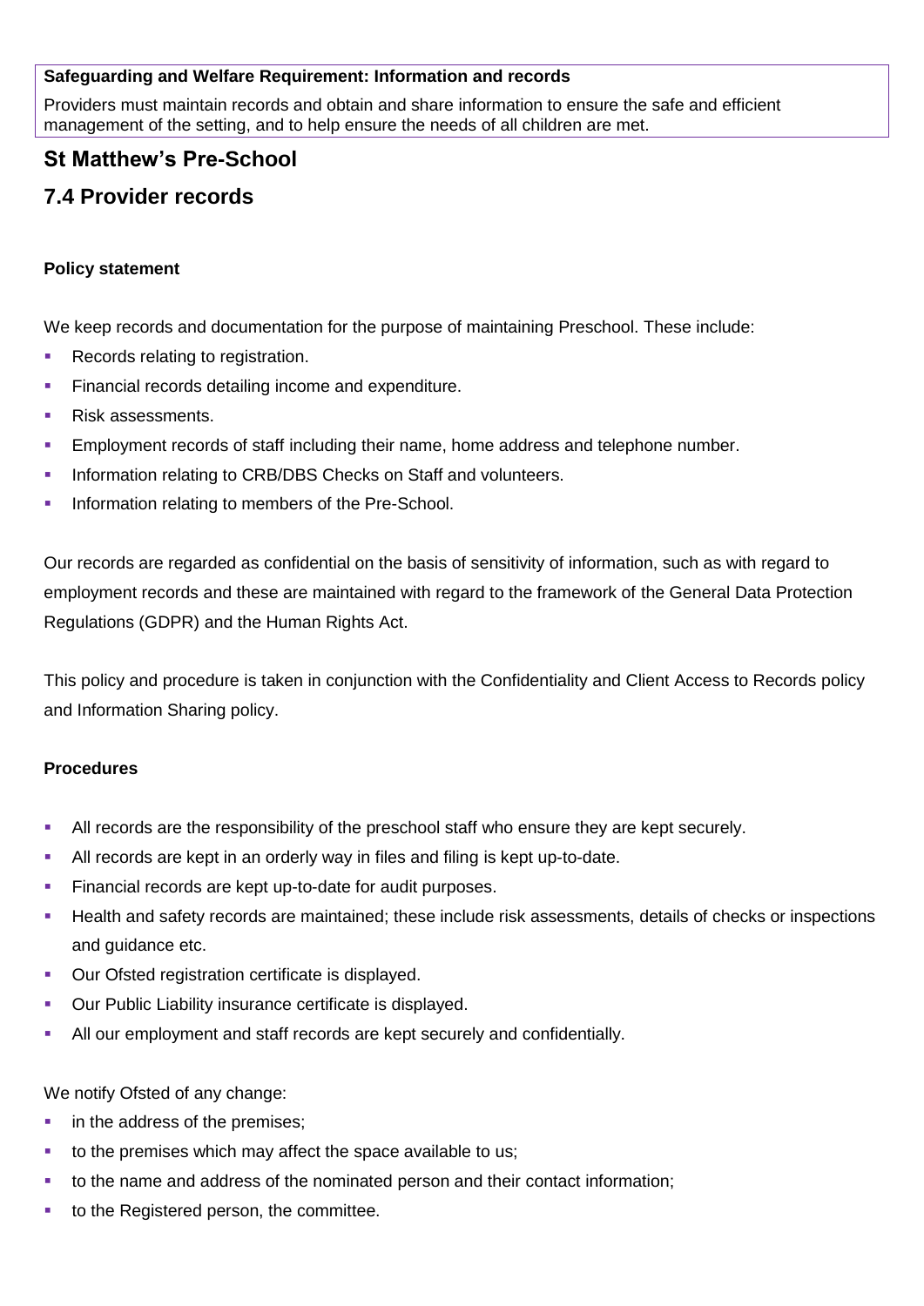**Safeguarding and Welfare Requirement: Information and records**

Providers must maintain records and obtain and share information to ensure the safe and efficient management of the setting, and to help ensure the needs of all children are met.

## St Matthew's Pre-School

## 7.4 Provider records

**Policy statement**

We keep records and documentation for the purpose of maintaining Preschool. These include:

- Records relating to registration.
- Financial records detailing income and expenditure.
- Risk assessments.
- Employment records of staff including their name, home address and telephone number.
- Information relating to CRB/DBS Checks on Staff and volunteers.
- Information relating to members of the Pre-School.

Our records are regarded as confidential on the basis of sensitivity of information, such as with regard to employment records and these are maintained with regard to the framework of the General Data Protection Regulations (GDPR) and the Human Rights Act.

This policy and procedure is taken in conjunction with the Confidentiality and Client Access to Records policy and Information Sharing policy.

**Procedures**

- All records are the responsibility of the preschool staff who ensure they are kept securely.
- All records are kept in an orderly way in files and filing is kept up-to-date.
- Financial records are kept up-to-date for audit purposes.
- Health and safety records are maintained; these include risk assessments, details of checks or inspections and guidance etc.
- Our Ofsted registration certificate is displayed.
- Our Public Liability insurance certificate is displayed.
- All our employment and staff records are kept securely and confidentially.

We notify Ofsted of any change:

- in the address of the premises;
- to the premises which may affect the space available to us;
- to the name and address of the nominated person and their contact information;
- to the Registered person, the committee.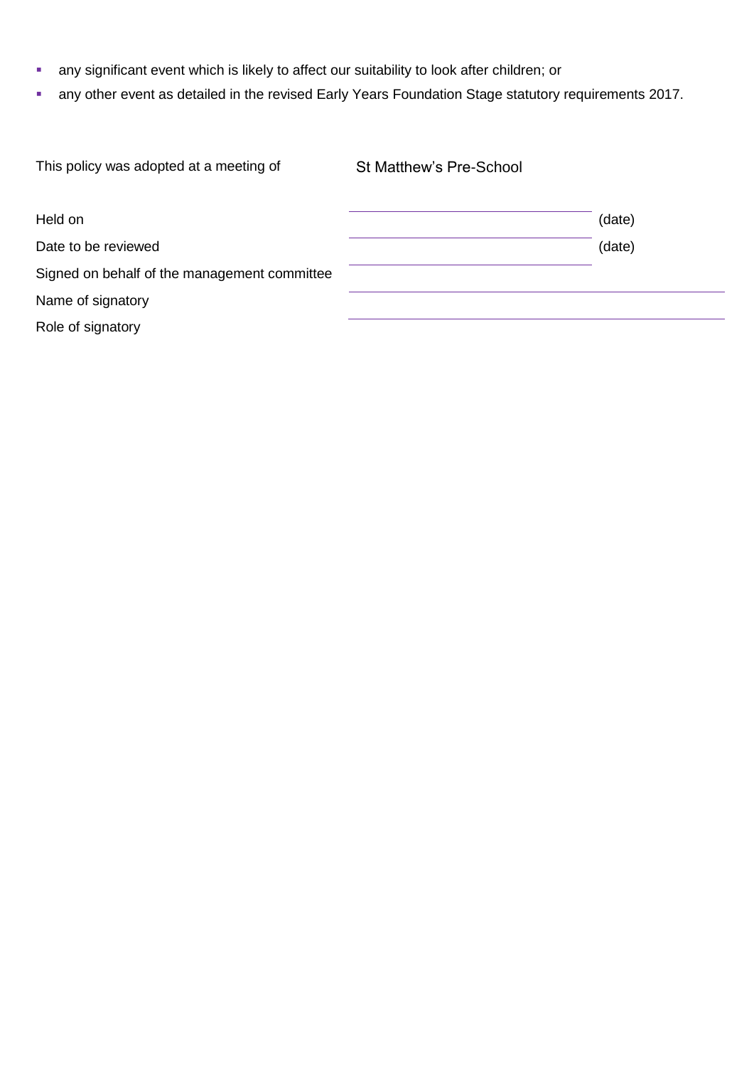- any significant event which is likely to affect our suitability to look after children; or
- any other event as detailed in the revised Early Years Foundation Stage statutory requirements 2017.

| | | |
|---|---|---|
| This policy was adopted at a meeting of | St Matthew's Pre-School | |
| Held on | | (date) |
| Date to be reviewed | | (date) |
| Signed on behalf of the management committee | | |
| Name of signatory | | |
| Role of signatory | | |